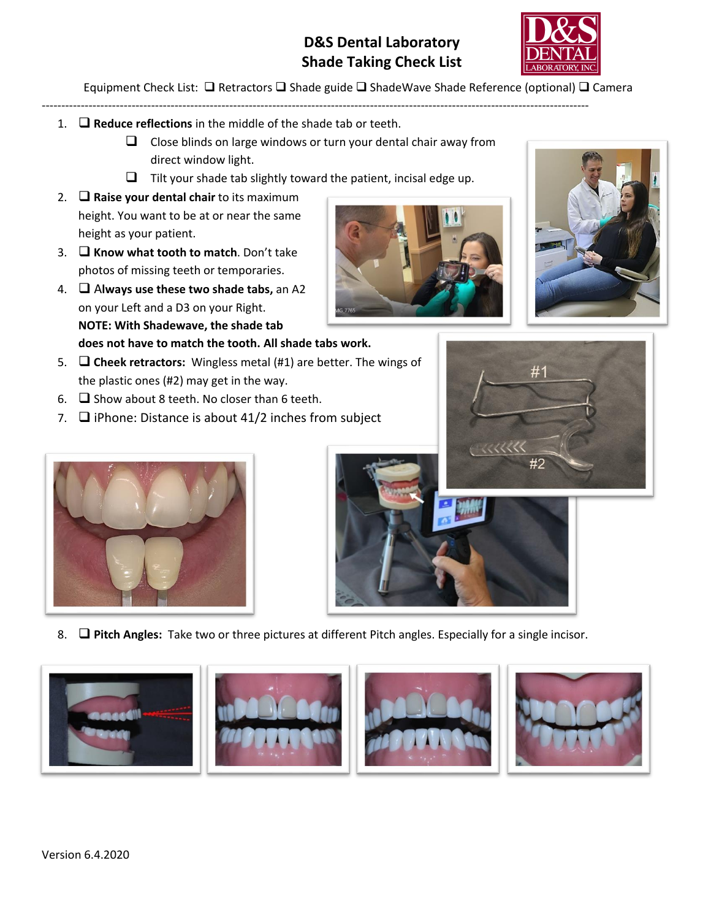# D&S Dental Laboratory
# Shade Taking Check List

Equipment Check List: ❑ Retractors ❑ Shade guide ❑ ShadeWave Shade Reference (optional) ❑ Camera

---

1. ❑ **Reduce reflections** in the middle of the shade tab or teeth.
   - ❑ Close blinds on large windows or turn your dental chair away from direct window light.
   - ❑ Tilt your shade tab slightly toward the patient, incisal edge up.
2. ❑ **Raise your dental chair** to its maximum height. You want to be at or near the same height as your patient.
3. ❑ **Know what tooth to match**. Don't take photos of missing teeth or temporaries.
4. ❑ **Always use these two shade tabs,** an A2 on your Left and a D3 on your Right.
   **NOTE: With Shadewave, the shade tab does not have to match the tooth. All shade tabs work.**
5. ❑ **Cheek retractors:** Wingless metal (#1) are better. The wings of the plastic ones (#2) may get in the way.
6. ❑ Show about 8 teeth. No closer than 6 teeth.
7. ❑ iPhone: Distance is about 41/2 inches from subject
8. ❑ **Pitch Angles:** Take two or three pictures at different Pitch angles. Especially for a single incisor.

Version 6.4.2020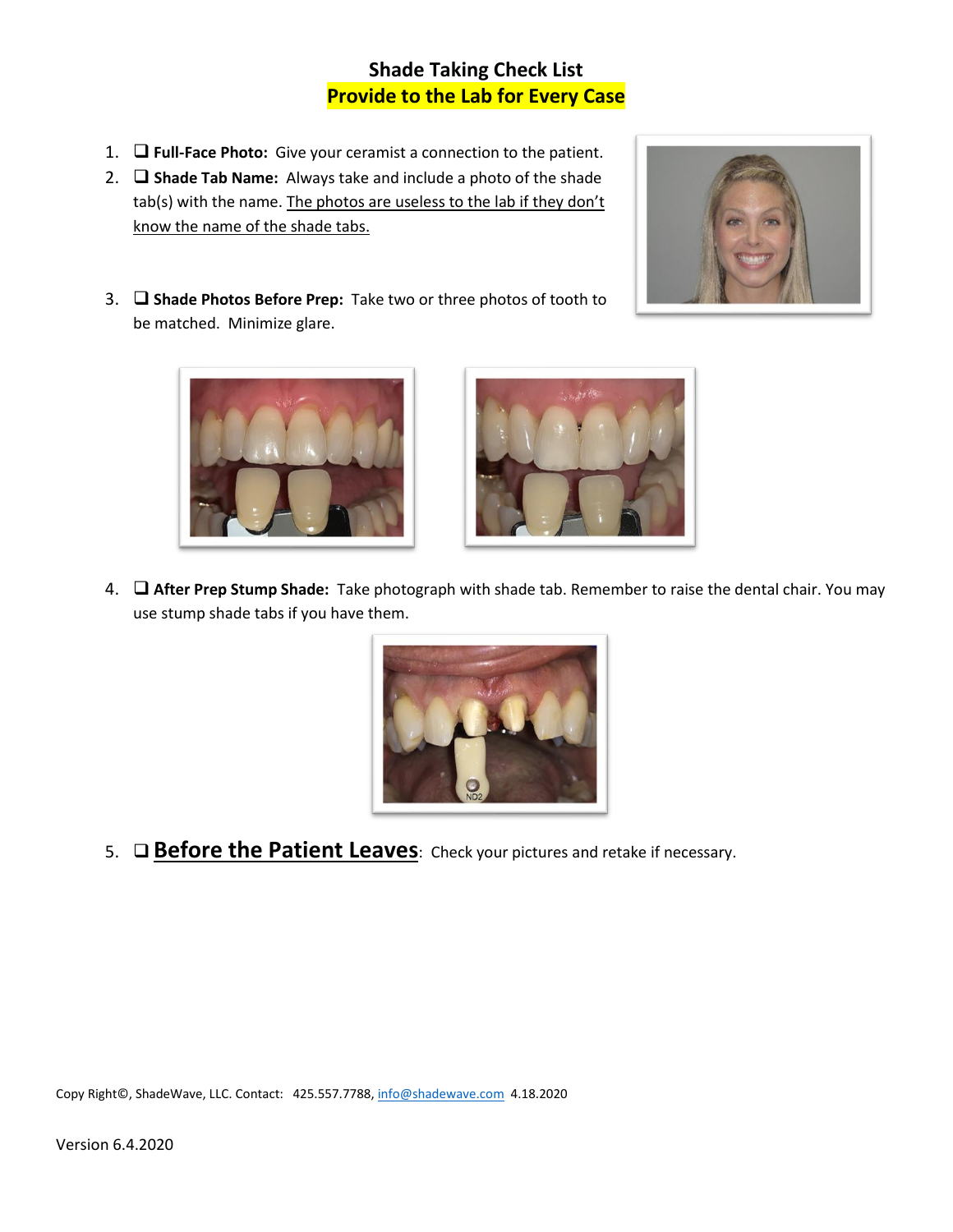# Shade Taking Check List

## Provide to the Lab for Every Case

1. ❑ **Full-Face Photo:** Give your ceramist a connection to the patient.
2. ❑ **Shade Tab Name:** Always take and include a photo of the shade tab(s) with the name. The photos are useless to the lab if they don't know the name of the shade tabs.
3. ❑ **Shade Photos Before Prep:** Take two or three photos of tooth to be matched. Minimize glare.
4. ❑ **After Prep Stump Shade:** Take photograph with shade tab. Remember to raise the dental chair. You may use stump shade tabs if you have them.
5. ❑ **Before the Patient Leaves**: Check your pictures and retake if necessary.

Copy Right©, ShadeWave, LLC. Contact: 425.557.7788, info@shadewave.com 4.18.2020

Version 6.4.2020